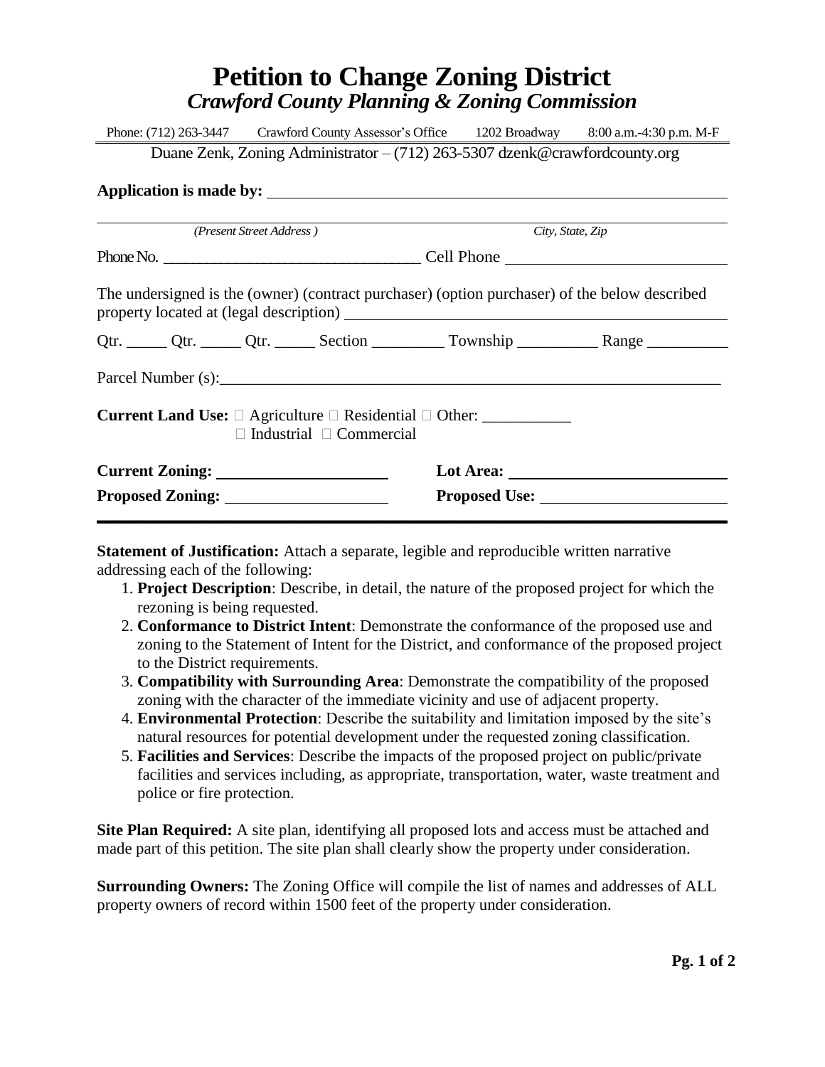# Petition to Change Zoning District

## *Crawford County Planning & Zoning Commission*

Phone: (712) 263-3447 Crawford County Assessor's Office 1202 Broadway 8:00 a.m.-4:30 p.m. M-F

Duane Zenk, Zoning Administrator – (712) 263-5307 dzenk@crawfordcounty.org

**Application is made by:** ____________________________________________

____________________________________________
*(Present Street Address )* *City, State, Zip*

Phone No. ________________________________ Cell Phone ____________________________

The undersigned is the (owner) (contract purchaser) (option purchaser) of the below described property located at (legal description) ____________________________________________

Qtr. _____ Qtr. _____ Qtr. _____ Section _________ Township __________ Range __________

Parcel Number (s):____________________________________________________________

**Current Land Use:** ☐ Agriculture ☐ Residential ☐ Other: ___________
☐ Industrial ☐ Commercial

**Current Zoning:** ____________________ **Lot Area:** ____________________________

**Proposed Zoning:** ___________________ **Proposed Use:** _______________________

---

**Statement of Justification:** Attach a separate, legible and reproducible written narrative addressing each of the following:

1. **Project Description**: Describe, in detail, the nature of the proposed project for which the rezoning is being requested.
2. **Conformance to District Intent**: Demonstrate the conformance of the proposed use and zoning to the Statement of Intent for the District, and conformance of the proposed project to the District requirements.
3. **Compatibility with Surrounding Area**: Demonstrate the compatibility of the proposed zoning with the character of the immediate vicinity and use of adjacent property.
4. **Environmental Protection**: Describe the suitability and limitation imposed by the site's natural resources for potential development under the requested zoning classification.
5. **Facilities and Services**: Describe the impacts of the proposed project on public/private facilities and services including, as appropriate, transportation, water, waste treatment and police or fire protection.

**Site Plan Required:** A site plan, identifying all proposed lots and access must be attached and made part of this petition. The site plan shall clearly show the property under consideration.

**Surrounding Owners:** The Zoning Office will compile the list of names and addresses of ALL property owners of record within 1500 feet of the property under consideration.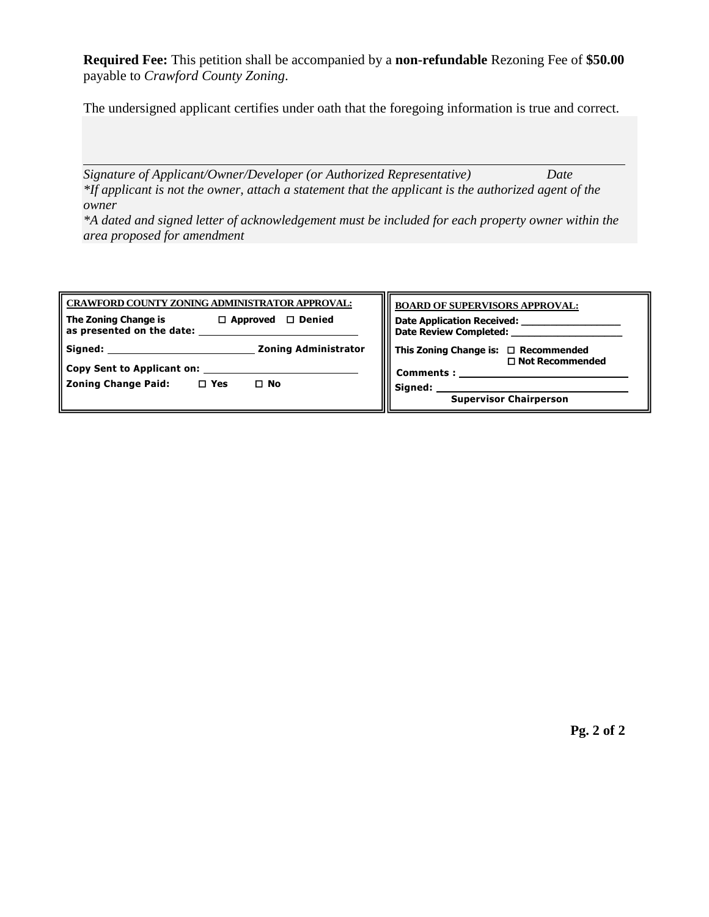**Required Fee:** This petition shall be accompanied by a **non-refundable** Rezoning Fee of **$50.00** payable to *Crawford County Zoning*.

The undersigned applicant certifies under oath that the foregoing information is true and correct.

_______________________________________________________________

*Signature of Applicant/Owner/Developer (or Authorized Representative)* *Date*

**If applicant is not the owner, attach a statement that the applicant is the authorized agent of the owner*

**A dated and signed letter of acknowledgement must be included for each property owner within the area proposed for amendment*

**CRAWFORD COUNTY ZONING ADMINISTRATOR APPROVAL:**

**The Zoning Change is** ☐ **Approved** ☐ **Denied**
**as presented on the date:** ____________________

**Signed:** ____________________ **Zoning Administrator**

**Copy Sent to Applicant on:** ____________________

**Zoning Change Paid:** ☐ **Yes** ☐ **No**

**BOARD OF SUPERVISORS APPROVAL:**

**Date Application Received:** ____________________

**Date Review Completed:** ____________________

**This Zoning Change is:** ☐ **Recommended** ☐ **Not Recommended**

**Comments :** ____________________

**Signed:** ____________________
**Supervisor Chairperson**